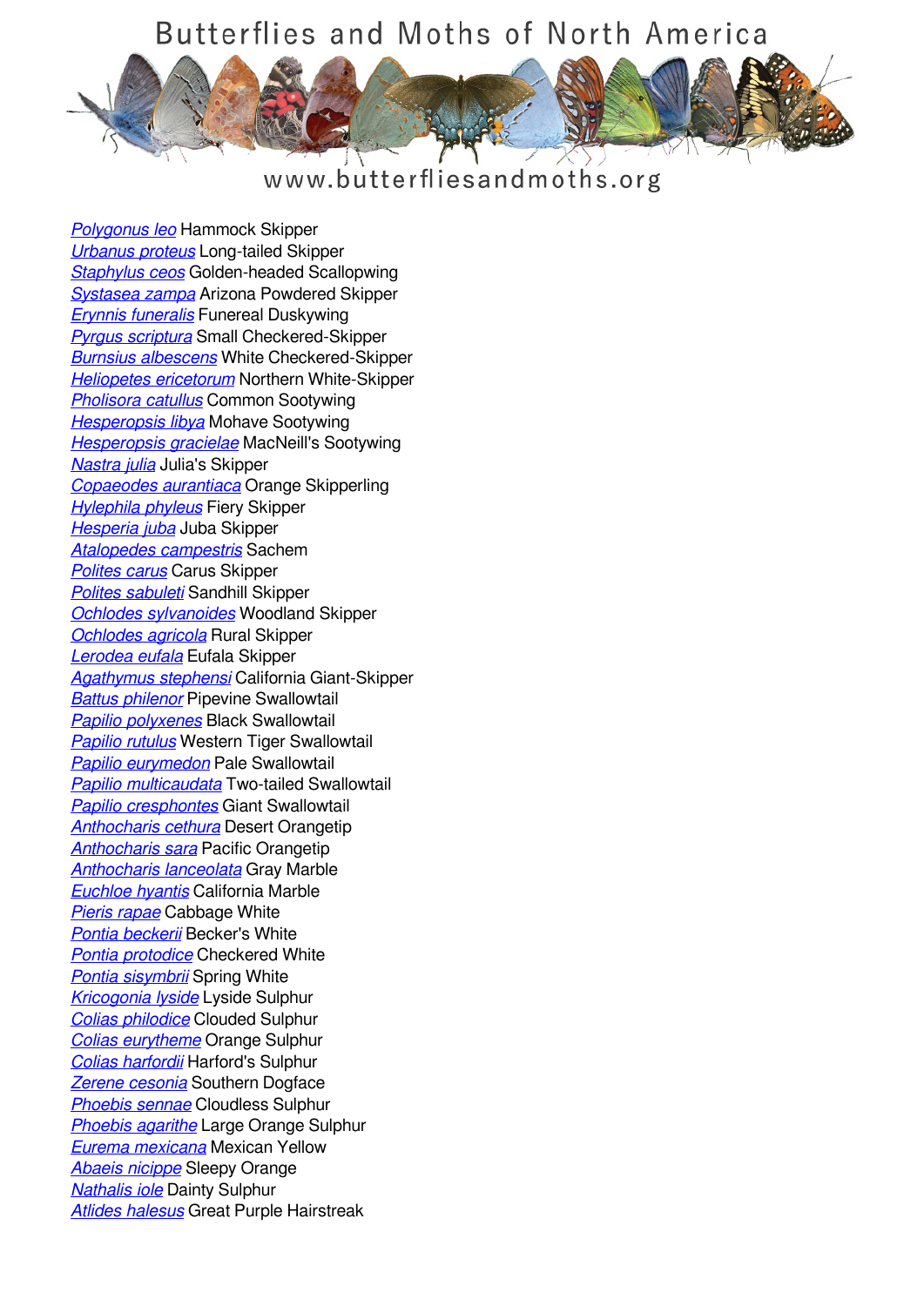# Butterflies and Moths of North America

www.butterfliesandmoths.org

[Polygonus leo](#) Hammock Skipper
[Urbanus proteus](#) Long-tailed Skipper
[Staphylus ceos](#) Golden-headed Scallopwing
[Systasea zampa](#) Arizona Powdered Skipper
[Erynnis funeralis](#) Funereal Duskywing
[Pyrgus scriptura](#) Small Checkered-Skipper
[Burnsius albescens](#) White Checkered-Skipper
[Heliopetes ericetorum](#) Northern White-Skipper
[Pholisora catullus](#) Common Sootywing
[Hesperopsis libya](#) Mohave Sootywing
[Hesperopsis gracielae](#) MacNeill's Sootywing
[Nastra julia](#) Julia's Skipper
[Copaeodes aurantiaca](#) Orange Skipperling
[Hylephila phyleus](#) Fiery Skipper
[Hesperia juba](#) Juba Skipper
[Atalopedes campestris](#) Sachem
[Polites carus](#) Carus Skipper
[Polites sabuleti](#) Sandhill Skipper
[Ochlodes sylvanoides](#) Woodland Skipper
[Ochlodes agricola](#) Rural Skipper
[Lerodea eufala](#) Eufala Skipper
[Agathymus stephensi](#) California Giant-Skipper
[Battus philenor](#) Pipevine Swallowtail
[Papilio polyxenes](#) Black Swallowtail
[Papilio rutulus](#) Western Tiger Swallowtail
[Papilio eurymedon](#) Pale Swallowtail
[Papilio multicaudata](#) Two-tailed Swallowtail
[Papilio cresphontes](#) Giant Swallowtail
[Anthocharis cethura](#) Desert Orangetip
[Anthocharis sara](#) Pacific Orangetip
[Anthocharis lanceolata](#) Gray Marble
[Euchloe hyantis](#) California Marble
[Pieris rapae](#) Cabbage White
[Pontia beckerii](#) Becker's White
[Pontia protodice](#) Checkered White
[Pontia sisymbrii](#) Spring White
[Kricogonia lyside](#) Lyside Sulphur
[Colias philodice](#) Clouded Sulphur
[Colias eurytheme](#) Orange Sulphur
[Colias harfordii](#) Harford's Sulphur
[Zerene cesonia](#) Southern Dogface
[Phoebis sennae](#) Cloudless Sulphur
[Phoebis agarithe](#) Large Orange Sulphur
[Eurema mexicana](#) Mexican Yellow
[Abaeis nicippe](#) Sleepy Orange
[Nathalis iole](#) Dainty Sulphur
[Atlides halesus](#) Great Purple Hairstreak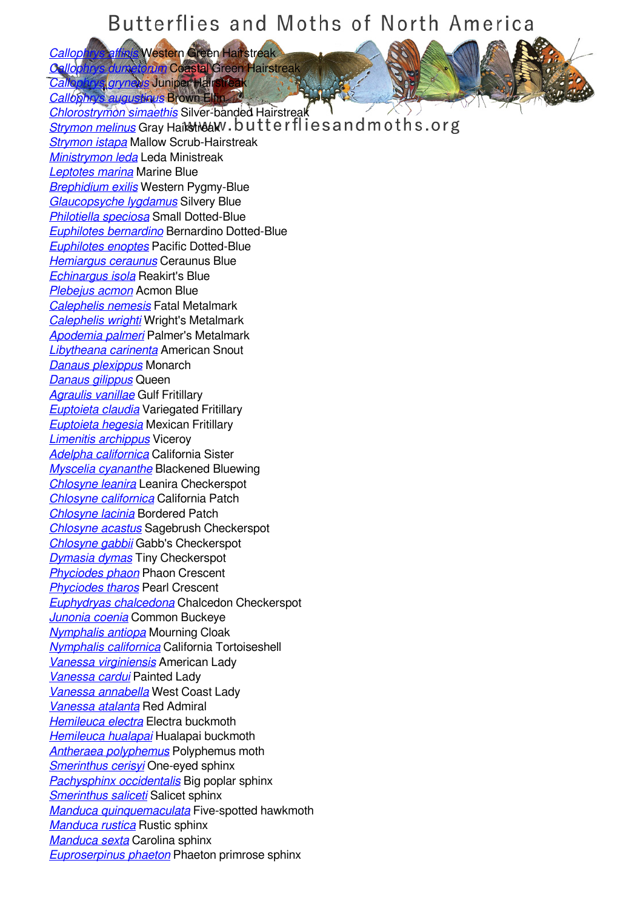# Butterflies and Moths of North America

www.butterfliesandmoths.org

*Callophrys affinis* Western Green Hairstreak
*Callophrys dumetorum* Coastal Green Hairstreak
*Callophrys gryneus* Juniper Hairstreak
*Callophrys augustinus* Brown Elfin
*Chlorostrymon simaethis* Silver-banded Hairstreak
*Strymon melinus* Gray Hairstreak
*Strymon istapa* Mallow Scrub-Hairstreak
*Ministrymon leda* Leda Ministreak
*Leptotes marina* Marine Blue
*Brephidium exilis* Western Pygmy-Blue
*Glaucopsyche lygdamus* Silvery Blue
*Philotiella speciosa* Small Dotted-Blue
*Euphilotes bernardino* Bernardino Dotted-Blue
*Euphilotes enoptes* Pacific Dotted-Blue
*Hemiargus ceraunus* Ceraunus Blue
*Echinargus isola* Reakirt's Blue
*Plebejus acmon* Acmon Blue
*Calephelis nemesis* Fatal Metalmark
*Calephelis wrighti* Wright's Metalmark
*Apodemia palmeri* Palmer's Metalmark
*Libytheana carinenta* American Snout
*Danaus plexippus* Monarch
*Danaus gilippus* Queen
*Agraulis vanillae* Gulf Fritillary
*Euptoieta claudia* Variegated Fritillary
*Euptoieta hegesia* Mexican Fritillary
*Limenitis archippus* Viceroy
*Adelpha californica* California Sister
*Myscelia cyananthe* Blackened Bluewing
*Chlosyne leanira* Leanira Checkerspot
*Chlosyne californica* California Patch
*Chlosyne lacinia* Bordered Patch
*Chlosyne acastus* Sagebrush Checkerspot
*Chlosyne gabbii* Gabb's Checkerspot
*Dymasia dymas* Tiny Checkerspot
*Phyciodes phaon* Phaon Crescent
*Phyciodes tharos* Pearl Crescent
*Euphydryas chalcedona* Chalcedon Checkerspot
*Junonia coenia* Common Buckeye
*Nymphalis antiopa* Mourning Cloak
*Nymphalis californica* California Tortoiseshell
*Vanessa virginiensis* American Lady
*Vanessa cardui* Painted Lady
*Vanessa annabella* West Coast Lady
*Vanessa atalanta* Red Admiral
*Hemileuca electra* Electra buckmoth
*Hemileuca hualapai* Hualapai buckmoth
*Antheraea polyphemus* Polyphemus moth
*Smerinthus cerisyi* One-eyed sphinx
*Pachysphinx occidentalis* Big poplar sphinx
*Smerinthus saliceti* Salicet sphinx
*Manduca quinquemaculata* Five-spotted hawkmoth
*Manduca rustica* Rustic sphinx
*Manduca sexta* Carolina sphinx
*Euproserpinus phaeton* Phaeton primrose sphinx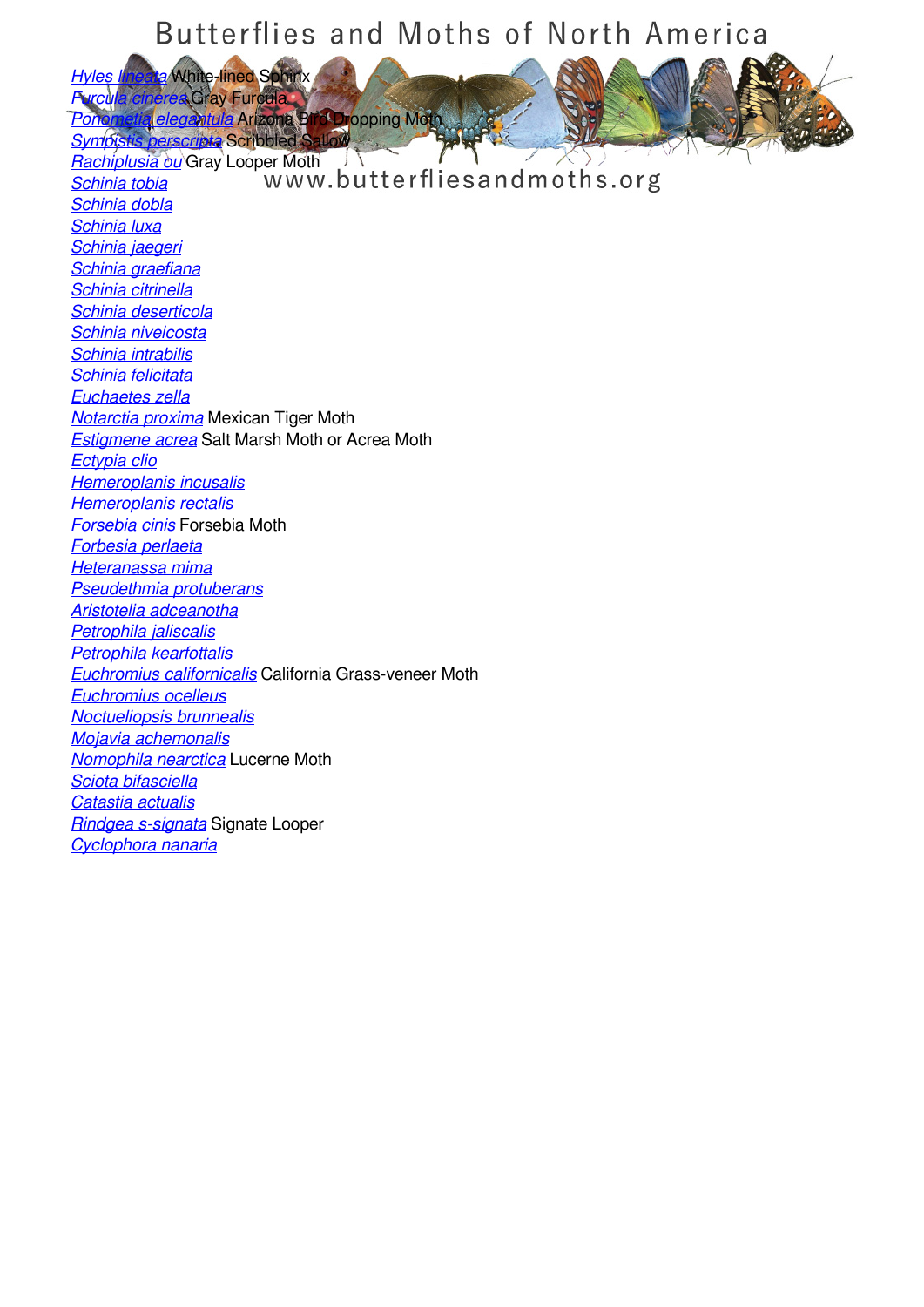*Hyles lineata* White-lined Sphinx
*Furcula cinerea* Gray Furcula
*Ponometia elegantula* Arizona Bird-Dropping Moth
*Sympistis perscripta* Scribbled Sallow
*Rachiplusia ou* Gray Looper Moth
*Schinia tobia*
*Schinia dobla*
*Schinia luxa*
*Schinia jaegeri*
*Schinia graefiana*
*Schinia citrinella*
*Schinia deserticola*
*Schinia niveicosta*
*Schinia intrabilis*
*Schinia felicitata*
*Euchaetes zella*
*Notarctia proxima* Mexican Tiger Moth
*Estigmene acrea* Salt Marsh Moth or Acrea Moth
*Ectypia clio*
*Hemeroplanis incusalis*
*Hemeroplanis rectalis*
*Forsebia cinis* Forsebia Moth
*Forbesia perlaeta*
*Heteranassa mima*
*Pseudethmia protuberans*
*Aristotelia adceanotha*
*Petrophila jaliscalis*
*Petrophila kearfottalis*
*Euchromius californicalis* California Grass-veneer Moth
*Euchromius ocelleus*
*Noctueliopsis brunnealis*
*Mojavia achemonalis*
*Nomophila nearctica* Lucerne Moth
*Sciota bifasciella*
*Catastia actualis*
*Rindgea s-signata* Signate Looper
*Cyclophora nanaria*